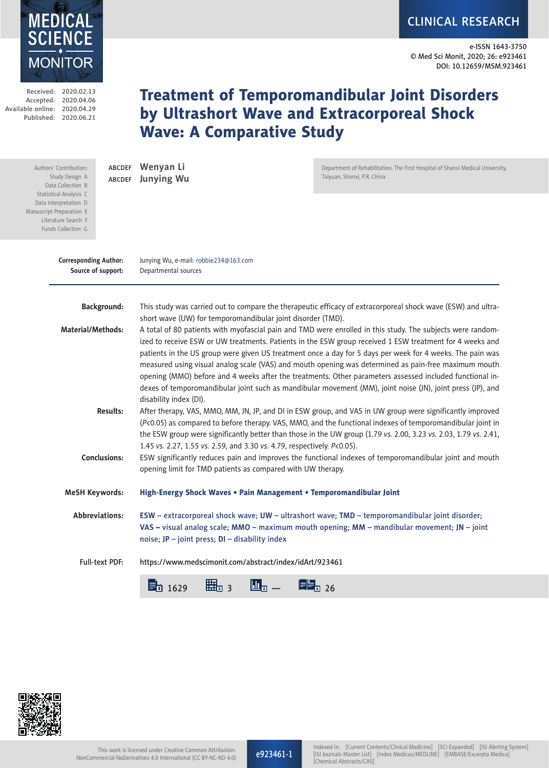# Treatment of Temporomandibular Joint Disorders by Ultrashort Wave and Extracorporeal Shock Wave: A Comparative Study

Received: 2020.02.13
Accepted: 2020.04.06
Available online: 2020.04.29
Published: 2020.06.21

Authors' Contribution:
Study Design A
Data Collection B
Statistical Analysis C
Data Interpretation D
Manuscript Preparation E
Literature Search F
Funds Collection G

ABCDEF **Wenyan Li**
ABCDEF **Junying Wu**

Department of Rehabilitation, The First Hospital of Shanxi Medical University, Taiyuan, Shanxi, P.R. China

**Corresponding Author:** Junying Wu, e-mail: robbie234@163.com
**Source of support:** Departmental sources

**Background:** This study was carried out to compare the therapeutic efficacy of extracorporeal shock wave (ESW) and ultrashort wave (UW) for temporomandibular joint disorder (TMD).

**Material/Methods:** A total of 80 patients with myofascial pain and TMD were enrolled in this study. The subjects were randomized to receive ESW or UW treatments. Patients in the ESW group received 1 ESW treatment for 4 weeks and patients in the US group were given US treatment once a day for 5 days per week for 4 weeks. The pain was measured using visual analog scale (VAS) and mouth opening was determined as pain-free maximum mouth opening (MMO) before and 4 weeks after the treatments. Other parameters assessed included functional indexes of temporomandibular joint such as mandibular movement (MM), joint noise (JN), joint press (JP), and disability index (DI).

**Results:** After therapy, VAS, MMO, MM, JN, JP, and DI in ESW group, and VAS in UW group were significantly improved ($P<0.05$) as compared to before therapy. VAS, MMO, and the functional indexes of temporomandibular joint in the ESW group were significantly better than those in the UW group (1.79 *vs.* 2.00, 3.23 *vs.* 2.03, 1.79 *vs.* 2.41, 1.45 *vs.* 2.27, 1.55 *vs.* 2.59, and 3.30 *vs.* 4.79, respectively. $P<0.05$).

**Conclusions:** ESW significantly reduces pain and improves the functional indexes of temporomandibular joint and mouth opening limit for TMD patients as compared with UW therapy.

**MeSH Keywords:** High-Energy Shock Waves • Pain Management • Temporomandibular Joint

**Abbreviations:** **ESW** – extracorporeal shock wave; **UW** – ultrashort wave; **TMD** – temporomandibular joint disorder; **VAS** – visual analog scale; **MMO** – maximum mouth opening; **MM** – mandibular movement; **JN** – joint noise; **JP** – joint press; **DI** – disability index

**Full-text PDF:** https://www.medscimonit.com/abstract/index/idArt/923461

1629 | 3 | — | 26

This work is licensed under Creative Common Attribution-NonCommercial-NoDerivatives 4.0 International (CC BY-NC-ND 4.0)

Indexed in: [Current Contents/Clinical Medicine] [SCI Expanded] [ISI Alerting System] [ISI Journals Master List] [Index Medicus/MEDLINE] [EMBASE/Excerpta Medica] [Chemical Abstracts/CAS]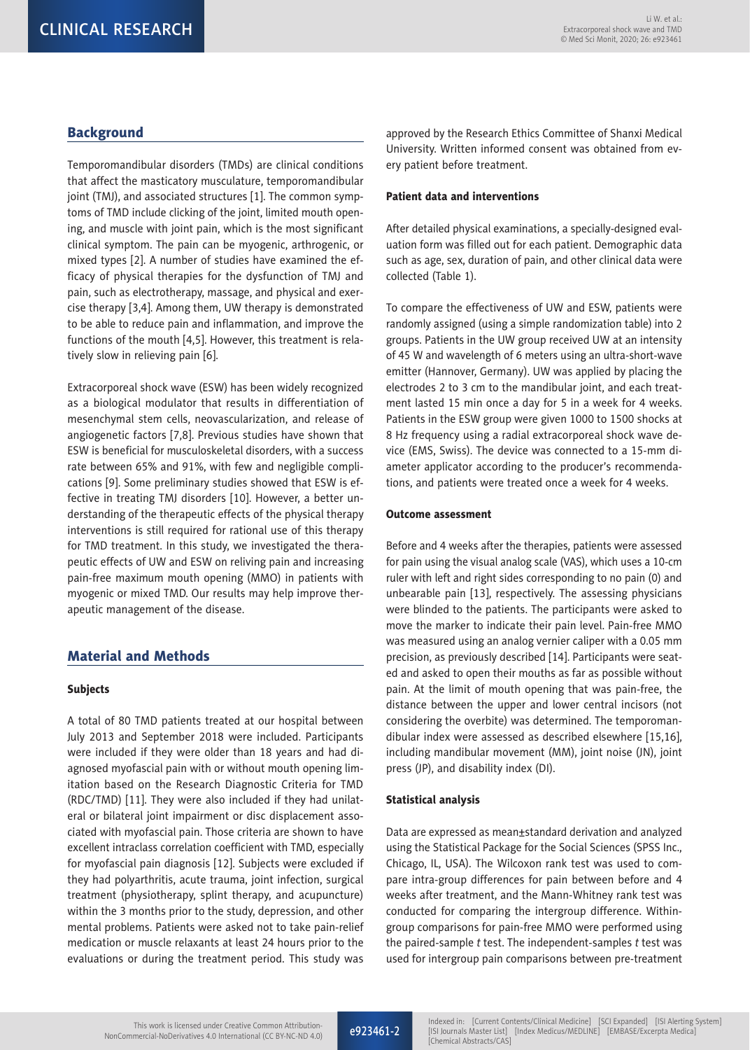## Background

Temporomandibular disorders (TMDs) are clinical conditions that affect the masticatory musculature, temporomandibular joint (TMJ), and associated structures [1]. The common symptoms of TMD include clicking of the joint, limited mouth opening, and muscle with joint pain, which is the most significant clinical symptom. The pain can be myogenic, arthrogenic, or mixed types [2]. A number of studies have examined the efficacy of physical therapies for the dysfunction of TMJ and pain, such as electrotherapy, massage, and physical and exercise therapy [3,4]. Among them, UW therapy is demonstrated to be able to reduce pain and inflammation, and improve the functions of the mouth [4,5]. However, this treatment is relatively slow in relieving pain [6].

Extracorporeal shock wave (ESW) has been widely recognized as a biological modulator that results in differentiation of mesenchymal stem cells, neovascularization, and release of angiogenetic factors [7,8]. Previous studies have shown that ESW is beneficial for musculoskeletal disorders, with a success rate between 65% and 91%, with few and negligible complications [9]. Some preliminary studies showed that ESW is effective in treating TMJ disorders [10]. However, a better understanding of the therapeutic effects of the physical therapy interventions is still required for rational use of this therapy for TMD treatment. In this study, we investigated the therapeutic effects of UW and ESW on reliving pain and increasing pain-free maximum mouth opening (MMO) in patients with myogenic or mixed TMD. Our results may help improve therapeutic management of the disease.

## Material and Methods

### Subjects

A total of 80 TMD patients treated at our hospital between July 2013 and September 2018 were included. Participants were included if they were older than 18 years and had diagnosed myofascial pain with or without mouth opening limitation based on the Research Diagnostic Criteria for TMD (RDC/TMD) [11]. They were also included if they had unilateral or bilateral joint impairment or disc displacement associated with myofascial pain. Those criteria are shown to have excellent intraclass correlation coefficient with TMD, especially for myofascial pain diagnosis [12]. Subjects were excluded if they had polyarthritis, acute trauma, joint infection, surgical treatment (physiotherapy, splint therapy, and acupuncture) within the 3 months prior to the study, depression, and other mental problems. Patients were asked not to take pain-relief medication or muscle relaxants at least 24 hours prior to the evaluations or during the treatment period. This study was approved by the Research Ethics Committee of Shanxi Medical University. Written informed consent was obtained from every patient before treatment.

### Patient data and interventions

After detailed physical examinations, a specially-designed evaluation form was filled out for each patient. Demographic data such as age, sex, duration of pain, and other clinical data were collected (Table 1).

To compare the effectiveness of UW and ESW, patients were randomly assigned (using a simple randomization table) into 2 groups. Patients in the UW group received UW at an intensity of 45 W and wavelength of 6 meters using an ultra-short-wave emitter (Hannover, Germany). UW was applied by placing the electrodes 2 to 3 cm to the mandibular joint, and each treatment lasted 15 min once a day for 5 in a week for 4 weeks. Patients in the ESW group were given 1000 to 1500 shocks at 8 Hz frequency using a radial extracorporeal shock wave device (EMS, Swiss). The device was connected to a 15-mm diameter applicator according to the producer's recommendations, and patients were treated once a week for 4 weeks.

### Outcome assessment

Before and 4 weeks after the therapies, patients were assessed for pain using the visual analog scale (VAS), which uses a 10-cm ruler with left and right sides corresponding to no pain (0) and unbearable pain [13], respectively. The assessing physicians were blinded to the patients. The participants were asked to move the marker to indicate their pain level. Pain-free MMO was measured using an analog vernier caliper with a 0.05 mm precision, as previously described [14]. Participants were seated and asked to open their mouths as far as possible without pain. At the limit of mouth opening that was pain-free, the distance between the upper and lower central incisors (not considering the overbite) was determined. The temporomandibular index were assessed as described elsewhere [15,16], including mandibular movement (MM), joint noise (JN), joint press (JP), and disability index (DI).

### Statistical analysis

Data are expressed as mean±standard derivation and analyzed using the Statistical Package for the Social Sciences (SPSS Inc., Chicago, IL, USA). The Wilcoxon rank test was used to compare intra-group differences for pain between before and 4 weeks after treatment, and the Mann-Whitney rank test was conducted for comparing the intergroup difference. Within-group comparisons for pain-free MMO were performed using the paired-sample *t* test. The independent-samples *t* test was used for intergroup pain comparisons between pre-treatment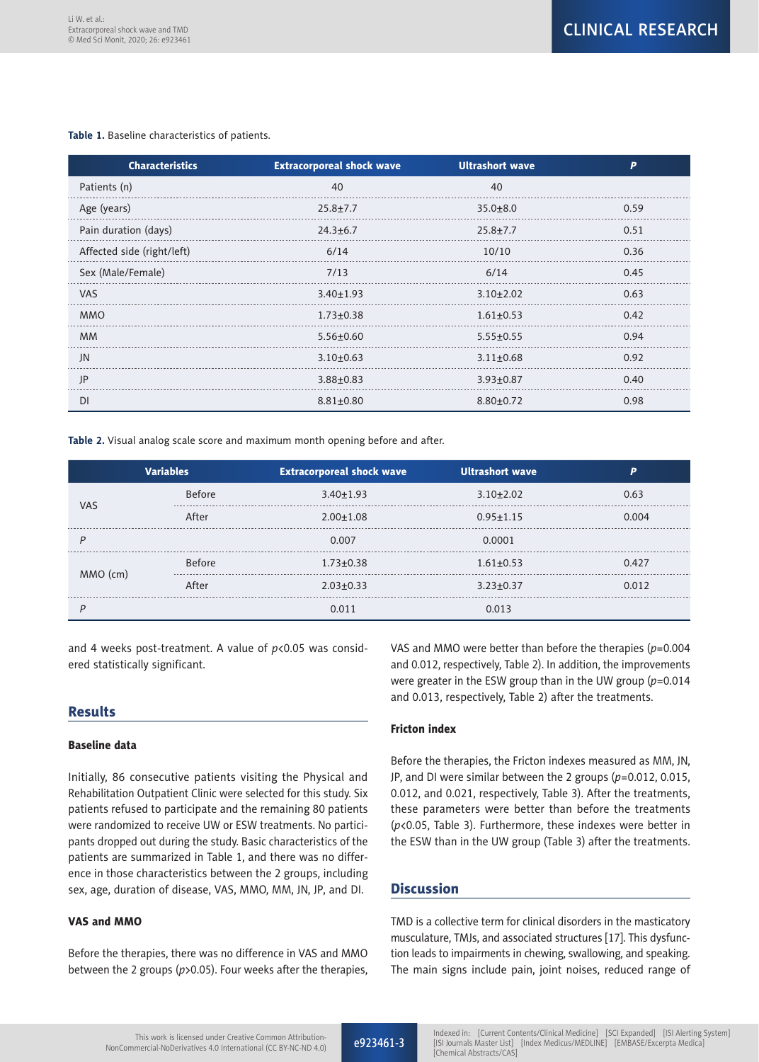**Table 1.** Baseline characteristics of patients.

| Characteristics | Extracorporeal shock wave | Ultrashort wave | P |
|---|---|---|---|
| Patients (n) | 40 | 40 | |
| Age (years) | 25.8±7.7 | 35.0±8.0 | 0.59 |
| Pain duration (days) | 24.3±6.7 | 25.8±7.7 | 0.51 |
| Affected side (right/left) | 6/14 | 10/10 | 0.36 |
| Sex (Male/Female) | 7/13 | 6/14 | 0.45 |
| VAS | 3.40±1.93 | 3.10±2.02 | 0.63 |
| MMO | 1.73±0.38 | 1.61±0.53 | 0.42 |
| MM | 5.56±0.60 | 5.55±0.55 | 0.94 |
| JN | 3.10±0.63 | 3.11±0.68 | 0.92 |
| JP | 3.88±0.83 | 3.93±0.87 | 0.40 |
| DI | 8.81±0.80 | 8.80±0.72 | 0.98 |

**Table 2.** Visual analog scale score and maximum month opening before and after.

| Variables | | Extracorporeal shock wave | Ultrashort wave | P |
|---|---|---|---|---|
| VAS | Before | 3.40±1.93 | 3.10±2.02 | 0.63 |
| | After | 2.00±1.08 | 0.95±1.15 | 0.004 |
| P | | 0.007 | 0.0001 | |
| MMO (cm) | Before | 1.73±0.38 | 1.61±0.53 | 0.427 |
| | After | 2.03±0.33 | 3.23±0.37 | 0.012 |
| P | | 0.011 | 0.013 | |

and 4 weeks post-treatment. A value of $p<0.05$ was considered statistically significant.

## Results

### Baseline data

Initially, 86 consecutive patients visiting the Physical and Rehabilitation Outpatient Clinic were selected for this study. Six patients refused to participate and the remaining 80 patients were randomized to receive UW or ESW treatments. No participants dropped out during the study. Basic characteristics of the patients are summarized in Table 1, and there was no difference in those characteristics between the 2 groups, including sex, age, duration of disease, VAS, MMO, MM, JN, JP, and DI.

### VAS and MMO

Before the therapies, there was no difference in VAS and MMO between the 2 groups ($p>0.05$). Four weeks after the therapies, VAS and MMO were better than before the therapies ($p=0.004$ and 0.012, respectively, Table 2). In addition, the improvements were greater in the ESW group than in the UW group ($p=0.014$ and 0.013, respectively, Table 2) after the treatments.

### Fricton index

Before the therapies, the Fricton indexes measured as MM, JN, JP, and DI were similar between the 2 groups ($p=0.012$, 0.015, 0.012, and 0.021, respectively, Table 3). After the treatments, these parameters were better than before the treatments ($p<0.05$, Table 3). Furthermore, these indexes were better in the ESW than in the UW group (Table 3) after the treatments.

## Discussion

TMD is a collective term for clinical disorders in the masticatory musculature, TMJs, and associated structures [17]. This dysfunction leads to impairments in chewing, swallowing, and speaking. The main signs include pain, joint noises, reduced range of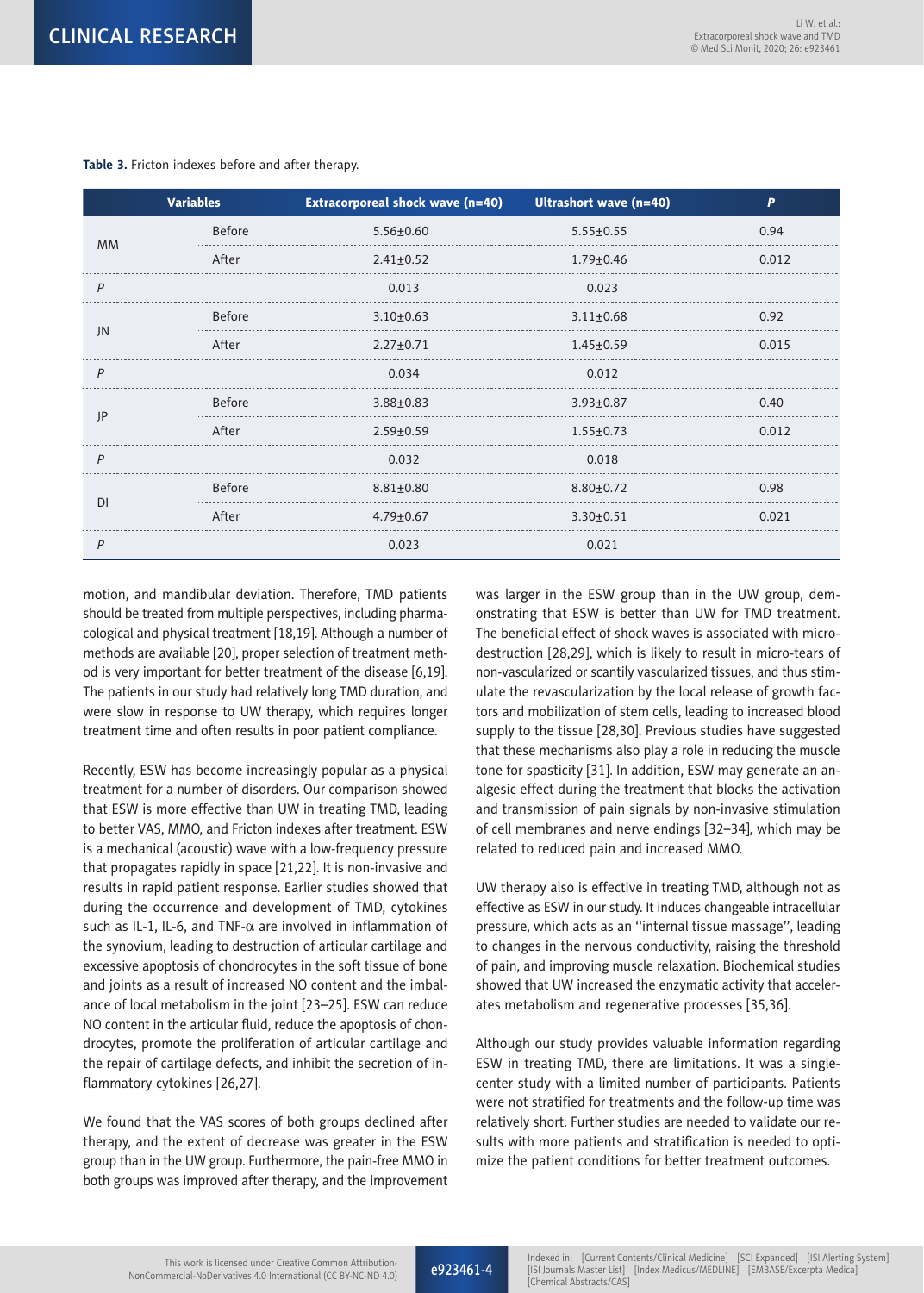**Table 3.** Fricton indexes before and after therapy.

| Variables | | Extracorporeal shock wave (n=40) | Ultrashort wave (n=40) | *P* |
|---|---|---|---|---|
| MM | Before | 5.56±0.60 | 5.55±0.55 | 0.94 |
| | After | 2.41±0.52 | 1.79±0.46 | 0.012 |
| *P* | | 0.013 | 0.023 | |
| JN | Before | 3.10±0.63 | 3.11±0.68 | 0.92 |
| | After | 2.27±0.71 | 1.45±0.59 | 0.015 |
| *P* | | 0.034 | 0.012 | |
| JP | Before | 3.88±0.83 | 3.93±0.87 | 0.40 |
| | After | 2.59±0.59 | 1.55±0.73 | 0.012 |
| *P* | | 0.032 | 0.018 | |
| DI | Before | 8.81±0.80 | 8.80±0.72 | 0.98 |
| | After | 4.79±0.67 | 3.30±0.51 | 0.021 |
| *P* | | 0.023 | 0.021 | |

motion, and mandibular deviation. Therefore, TMD patients should be treated from multiple perspectives, including pharmacological and physical treatment [18,19]. Although a number of methods are available [20], proper selection of treatment method is very important for better treatment of the disease [6,19]. The patients in our study had relatively long TMD duration, and were slow in response to UW therapy, which requires longer treatment time and often results in poor patient compliance.

Recently, ESW has become increasingly popular as a physical treatment for a number of disorders. Our comparison showed that ESW is more effective than UW in treating TMD, leading to better VAS, MMO, and Fricton indexes after treatment. ESW is a mechanical (acoustic) wave with a low-frequency pressure that propagates rapidly in space [21,22]. It is non-invasive and results in rapid patient response. Earlier studies showed that during the occurrence and development of TMD, cytokines such as IL-1, IL-6, and TNF-α are involved in inflammation of the synovium, leading to destruction of articular cartilage and excessive apoptosis of chondrocytes in the soft tissue of bone and joints as a result of increased NO content and the imbalance of local metabolism in the joint [23–25]. ESW can reduce NO content in the articular fluid, reduce the apoptosis of chondrocytes, promote the proliferation of articular cartilage and the repair of cartilage defects, and inhibit the secretion of inflammatory cytokines [26,27].

We found that the VAS scores of both groups declined after therapy, and the extent of decrease was greater in the ESW group than in the UW group. Furthermore, the pain-free MMO in both groups was improved after therapy, and the improvement was larger in the ESW group than in the UW group, demonstrating that ESW is better than UW for TMD treatment. The beneficial effect of shock waves is associated with micro-destruction [28,29], which is likely to result in micro-tears of non-vascularized or scantily vascularized tissues, and thus stimulate the revascularization by the local release of growth factors and mobilization of stem cells, leading to increased blood supply to the tissue [28,30]. Previous studies have suggested that these mechanisms also play a role in reducing the muscle tone for spasticity [31]. In addition, ESW may generate an analgesic effect during the treatment that blocks the activation and transmission of pain signals by non-invasive stimulation of cell membranes and nerve endings [32–34], which may be related to reduced pain and increased MMO.

UW therapy also is effective in treating TMD, although not as effective as ESW in our study. It induces changeable intracellular pressure, which acts as an "internal tissue massage", leading to changes in the nervous conductivity, raising the threshold of pain, and improving muscle relaxation. Biochemical studies showed that UW increased the enzymatic activity that accelerates metabolism and regenerative processes [35,36].

Although our study provides valuable information regarding ESW in treating TMD, there are limitations. It was a single-center study with a limited number of participants. Patients were not stratified for treatments and the follow-up time was relatively short. Further studies are needed to validate our results with more patients and stratification is needed to optimize the patient conditions for better treatment outcomes.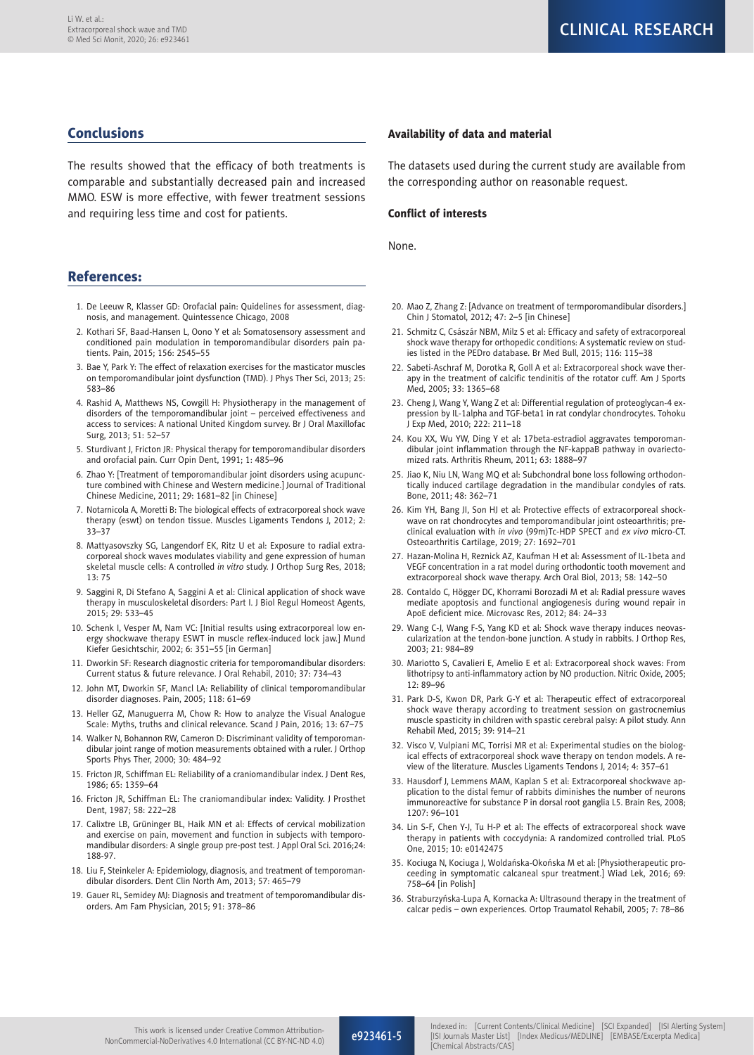## Conclusions

The results showed that the efficacy of both treatments is comparable and substantially decreased pain and increased MMO. ESW is more effective, with fewer treatment sessions and requiring less time and cost for patients.

#### Availability of data and material

The datasets used during the current study are available from the corresponding author on reasonable request.

#### Conflict of interests

None.

## References:

1. De Leeuw R, Klasser GD: Orofacial pain: Quidelines for assessment, diagnosis, and management. Quintessence Chicago, 2008
2. Kothari SF, Baad-Hansen L, Oono Y et al: Somatosensory assessment and conditioned pain modulation in temporomandibular disorders pain patients. Pain, 2015; 156: 2545–55
3. Bae Y, Park Y: The effect of relaxation exercises for the masticator muscles on temporomandibular joint dysfunction (TMD). J Phys Ther Sci, 2013; 25: 583–86
4. Rashid A, Matthews NS, Cowgill H: Physiotherapy in the management of disorders of the temporomandibular joint – perceived effectiveness and access to services: A national United Kingdom survey. Br J Oral Maxillofac Surg, 2013; 51: 52–57
5. Sturdivant J, Fricton JR: Physical therapy for temporomandibular disorders and orofacial pain. Curr Opin Dent, 1991; 1: 485–96
6. Zhao Y: [Treatment of temporomandibular joint disorders using acupuncture combined with Chinese and Western medicine.] Journal of Traditional Chinese Medicine, 2011; 29: 1681–82 [in Chinese]
7. Notarnicola A, Moretti B: The biological effects of extracorporeal shock wave therapy (eswt) on tendon tissue. Muscles Ligaments Tendons J, 2012; 2: 33–37
8. Mattyasovszky SG, Langendorf EK, Ritz U et al: Exposure to radial extracorporeal shock waves modulates viability and gene expression of human skeletal muscle cells: A controlled *in vitro* study. J Orthop Surg Res, 2018; 13: 75
9. Saggini R, Di Stefano A, Saggini A et al: Clinical application of shock wave therapy in musculoskeletal disorders: Part I. J Biol Regul Homeost Agents, 2015; 29: 533–45
10. Schenk I, Vesper M, Nam VC: [Initial results using extracorporeal low energy shockwave therapy ESWT in muscle reflex-induced lock jaw.] Mund Kiefer Gesichtschir, 2002; 6: 351–55 [in German]
11. Dworkin SF: Research diagnostic criteria for temporomandibular disorders: Current status & future relevance. J Oral Rehabil, 2010; 37: 734–43
12. John MT, Dworkin SF, Mancl LA: Reliability of clinical temporomandibular disorder diagnoses. Pain, 2005; 118: 61–69
13. Heller GZ, Manuguerra M, Chow R: How to analyze the Visual Analogue Scale: Myths, truths and clinical relevance. Scand J Pain, 2016; 13: 67–75
14. Walker N, Bohannon RW, Cameron D: Discriminant validity of temporomandibular joint range of motion measurements obtained with a ruler. J Orthop Sports Phys Ther, 2000; 30: 484–92
15. Fricton JR, Schiffman EL: Reliability of a craniomandibular index. J Dent Res, 1986; 65: 1359–64
16. Fricton JR, Schiffman EL: The craniomandibular index: Validity. J Prosthet Dent, 1987; 58: 222–28
17. Calixtre LB, Grüninger BL, Haik MN et al: Effects of cervical mobilization and exercise on pain, movement and function in subjects with temporomandibular disorders: A single group pre-post test. J Appl Oral Sci. 2016;24: 188-97.
18. Liu F, Steinkeler A: Epidemiology, diagnosis, and treatment of temporomandibular disorders. Dent Clin North Am, 2013; 57: 465–79
19. Gauer RL, Semidey MJ: Diagnosis and treatment of temporomandibular disorders. Am Fam Physician, 2015; 91: 378–86
20. Mao Z, Zhang Z: [Advance on treatment of termporomandibular disorders.] Chin J Stomatol, 2012; 47: 2–5 [in Chinese]
21. Schmitz C, Császár NBM, Milz S et al: Efficacy and safety of extracorporeal shock wave therapy for orthopedic conditions: A systematic review on studies listed in the PEDro database. Br Med Bull, 2015; 116: 115–38
22. Sabeti-Aschraf M, Dorotka R, Goll A et al: Extracorporeal shock wave therapy in the treatment of calcific tendinitis of the rotator cuff. Am J Sports Med, 2005; 33: 1365–68
23. Cheng J, Wang Y, Wang Z et al: Differential regulation of proteoglycan-4 expression by IL-1alpha and TGF-beta1 in rat condylar chondrocytes. Tohoku J Exp Med, 2010; 222: 211–18
24. Kou XX, Wu YW, Ding Y et al: 17beta-estradiol aggravates temporomandibular joint inflammation through the NF-kappaB pathway in ovariectomized rats. Arthritis Rheum, 2011; 63: 1888–97
25. Jiao K, Niu LN, Wang MQ et al: Subchondral bone loss following orthodontically induced cartilage degradation in the mandibular condyles of rats. Bone, 2011; 48: 362–71
26. Kim YH, Bang JI, Son HJ et al: Protective effects of extracorporeal shockwave on rat chondrocytes and temporomandibular joint osteoarthritis; preclinical evaluation with *in vivo* (99m)Tc-HDP SPECT and *ex vivo* micro-CT. Osteoarthritis Cartilage, 2019; 27: 1692–701
27. Hazan-Molina H, Reznick AZ, Kaufman H et al: Assessment of IL-1beta and VEGF concentration in a rat model during orthodontic tooth movement and extracorporeal shock wave therapy. Arch Oral Biol, 2013; 58: 142–50
28. Contaldo C, Högger DC, Khorrami Borozadi M et al: Radial pressure waves mediate apoptosis and functional angiogenesis during wound repair in ApoE deficient mice. Microvasc Res, 2012; 84: 24–33
29. Wang C-J, Wang F-S, Yang KD et al: Shock wave therapy induces neovascularization at the tendon-bone junction. A study in rabbits. J Orthop Res, 2003; 21: 984–89
30. Mariotto S, Cavalieri E, Amelio E et al: Extracorporeal shock waves: From lithotripsy to anti-inflammatory action by NO production. Nitric Oxide, 2005; 12: 89–96
31. Park D-S, Kwon DR, Park G-Y et al: Therapeutic effect of extracorporeal shock wave therapy according to treatment session on gastrocnemius muscle spasticity in children with spastic cerebral palsy: A pilot study. Ann Rehabil Med, 2015; 39: 914–21
32. Visco V, Vulpiani MC, Torrisi MR et al: Experimental studies on the biological effects of extracorporeal shock wave therapy on tendon models. A review of the literature. Muscles Ligaments Tendons J, 2014; 4: 357–61
33. Hausdorf J, Lemmens MAM, Kaplan S et al: Extracorporeal shockwave application to the distal femur of rabbits diminishes the number of neurons immunoreactive for substance P in dorsal root ganglia L5. Brain Res, 2008; 1207: 96–101
34. Lin S-F, Chen Y-J, Tu H-P et al: The effects of extracorporeal shock wave therapy in patients with coccydynia: A randomized controlled trial. PLoS One, 2015; 10: e0142475
35. Kociuga N, Kociuga J, Woldańska-Okońska M et al: [Physiotherapeutic proceeding in symptomatic calcaneal spur treatment.] Wiad Lek, 2016; 69: 758–64 [in Polish]
36. Straburzyńska-Lupa A, Kornacka A: Ultrasound therapy in the treatment of calcar pedis – own experiences. Ortop Traumatol Rehabil, 2005; 7: 78–86